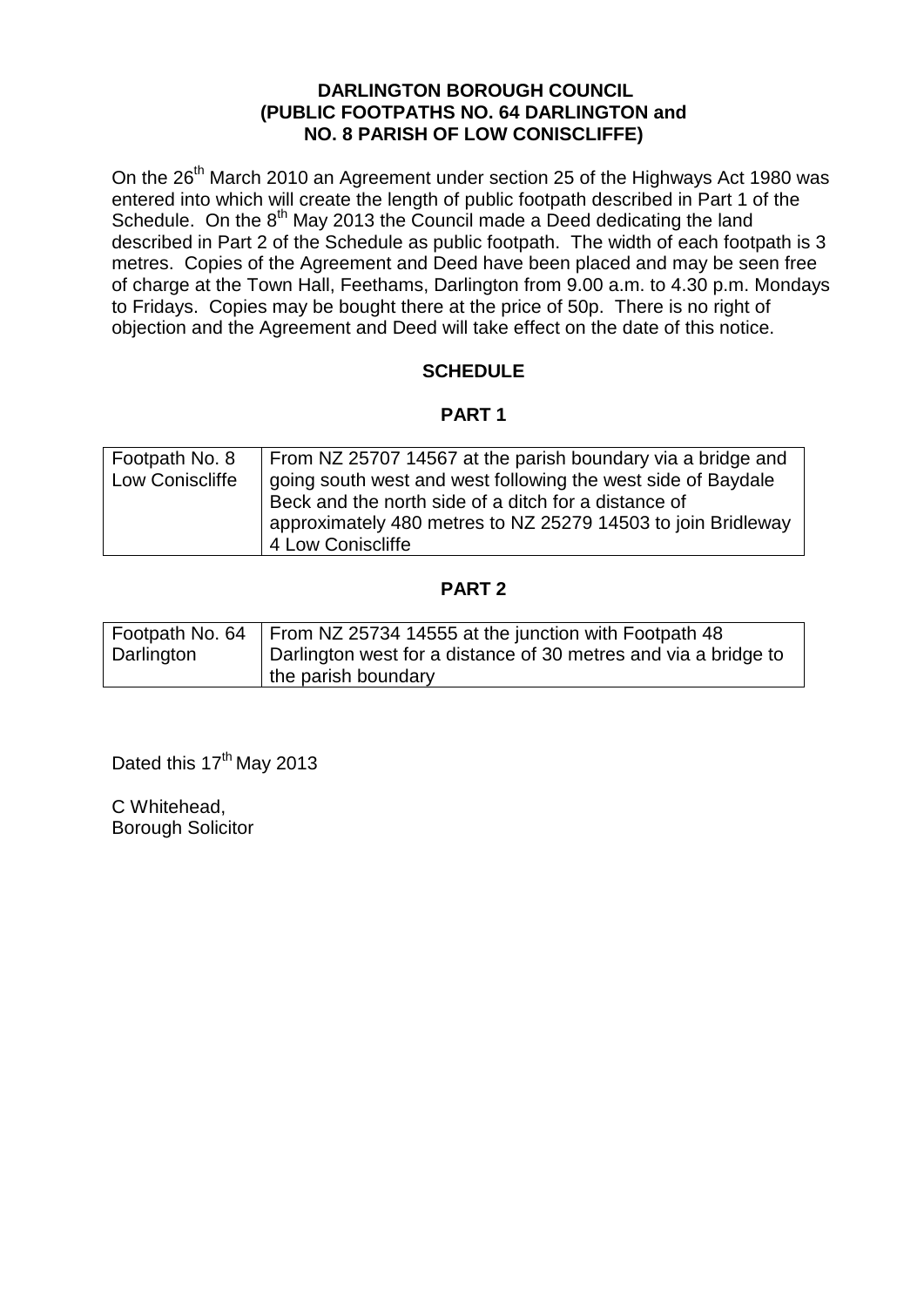**DARLINGTON BOROUGH COUNCIL**
**(PUBLIC FOOTPATHS NO. 64 DARLINGTON and NO. 8 PARISH OF LOW CONISCLIFFE)**

On the 26th March 2010 an Agreement under section 25 of the Highways Act 1980 was entered into which will create the length of public footpath described in Part 1 of the Schedule. On the 8th May 2013 the Council made a Deed dedicating the land described in Part 2 of the Schedule as public footpath. The width of each footpath is 3 metres. Copies of the Agreement and Deed have been placed and may be seen free of charge at the Town Hall, Feethams, Darlington from 9.00 a.m. to 4.30 p.m. Mondays to Fridays. Copies may be bought there at the price of 50p. There is no right of objection and the Agreement and Deed will take effect on the date of this notice.

**SCHEDULE**

**PART 1**

| Footpath No. 8 Low Coniscliffe | From NZ 25707 14567 at the parish boundary via a bridge and going south west and west following the west side of Baydale Beck and the north side of a ditch for a distance of approximately 480 metres to NZ 25279 14503 to join Bridleway 4 Low Coniscliffe |
|---|---|

**PART 2**

| Footpath No. 64 Darlington | From NZ 25734 14555 at the junction with Footpath 48 Darlington west for a distance of 30 metres and via a bridge to the parish boundary |
|---|---|

Dated this 17th May 2013

C Whitehead,
Borough Solicitor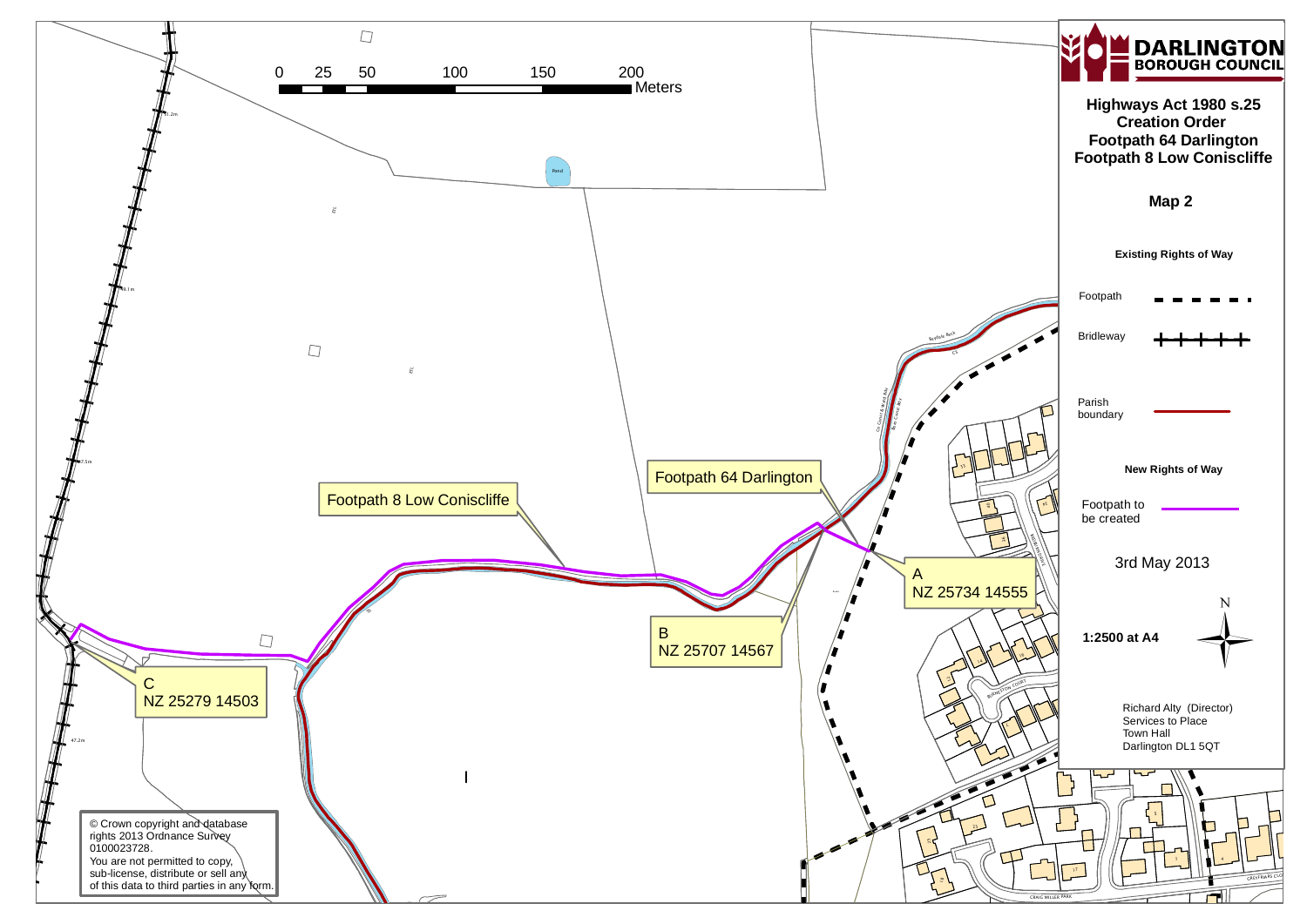DARLINGTON BOROUGH COUNCIL

**Highways Act 1980 s.25**
**Creation Order**
**Footpath 64 Darlington**
**Footpath 8 Low Coniscliffe**

**Map 2**

**Existing Rights of Way**

Footpath

Bridleway

Parish boundary

**New Rights of Way**

Footpath to be created

3rd May 2013

**1:2500 at A4**

N

Richard Alty (Director)
Services to Place
Town Hall
Darlington DL1 5QT

0 25 50 100 150 200
Meters

Footpath 8 Low Coniscliffe

Footpath 64 Darlington

A
NZ 25734 14555

B
NZ 25707 14567

C
NZ 25279 14503

© Crown copyright and database rights 2013 Ordnance Survey 0100023728.
You are not permitted to copy, sub-license, distribute or sell any of this data to third parties in any form.